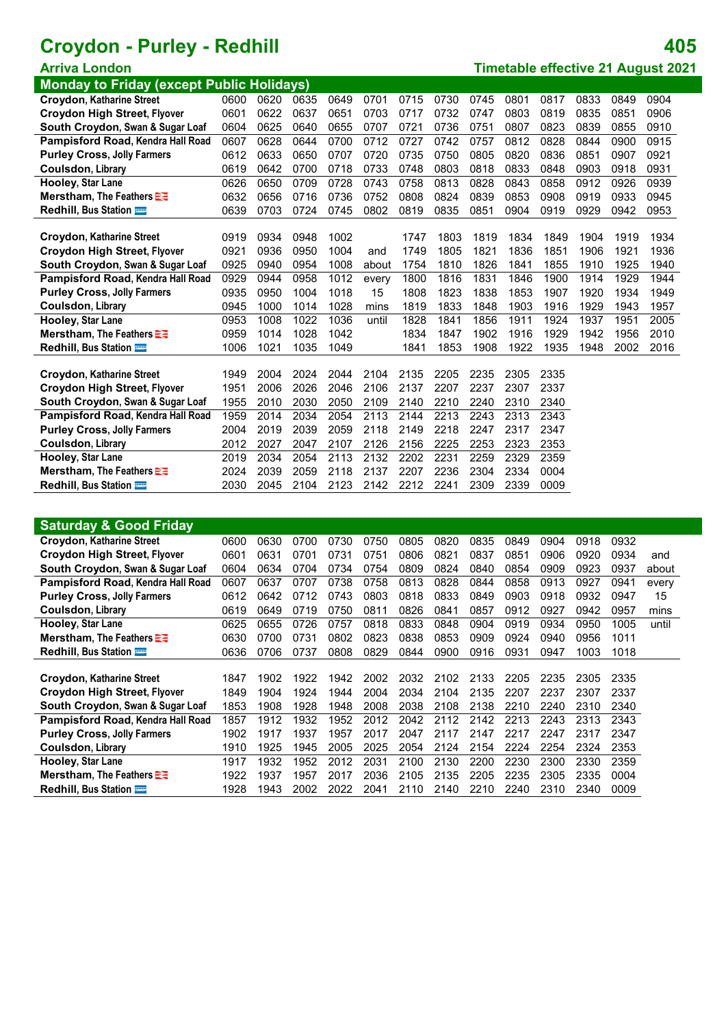# Croydon - Purley - Redhill

# 405

**Arriva London** | **Timetable effective 21 August 2021**

## Monday to Friday (except Public Holidays)

| Stop | | | | | | | | | | | | | |
|---|---|---|---|---|---|---|---|---|---|---|---|---|---|
| **Croydon**, Katharine Street | 0600 | 0620 | 0635 | 0649 | 0701 | 0715 | 0730 | 0745 | 0801 | 0817 | 0833 | 0849 | 0904 |
| **Croydon High Street**, Flyover | 0601 | 0622 | 0637 | 0651 | 0703 | 0717 | 0732 | 0747 | 0803 | 0819 | 0835 | 0851 | 0906 |
| **South Croydon**, Swan & Sugar Loaf | 0604 | 0625 | 0640 | 0655 | 0707 | 0721 | 0736 | 0751 | 0807 | 0823 | 0839 | 0855 | 0910 |
| **Pampisford Road**, Kendra Hall Road | 0607 | 0628 | 0644 | 0700 | 0712 | 0727 | 0742 | 0757 | 0812 | 0828 | 0844 | 0900 | 0915 |
| **Purley Cross**, Jolly Farmers | 0612 | 0633 | 0650 | 0707 | 0720 | 0735 | 0750 | 0805 | 0820 | 0836 | 0851 | 0907 | 0921 |
| **Coulsdon**, Library | 0619 | 0642 | 0700 | 0718 | 0733 | 0748 | 0803 | 0818 | 0833 | 0848 | 0903 | 0918 | 0931 |
| **Hooley**, Star Lane | 0626 | 0650 | 0709 | 0728 | 0743 | 0758 | 0813 | 0828 | 0843 | 0858 | 0912 | 0926 | 0939 |
| **Merstham**, The Feathers | 0632 | 0656 | 0716 | 0736 | 0752 | 0808 | 0824 | 0839 | 0853 | 0908 | 0919 | 0933 | 0945 |
| **Redhill**, Bus Station | 0639 | 0703 | 0724 | 0745 | 0802 | 0819 | 0835 | 0851 | 0904 | 0919 | 0929 | 0942 | 0953 |

| Stop | | | | | | | | | | | | | |
|---|---|---|---|---|---|---|---|---|---|---|---|---|---|
| **Croydon**, Katharine Street | 0919 | 0934 | 0948 | 1002 | | 1747 | 1803 | 1819 | 1834 | 1849 | 1904 | 1919 | 1934 |
| **Croydon High Street**, Flyover | 0921 | 0936 | 0950 | 1004 | and | 1749 | 1805 | 1821 | 1836 | 1851 | 1906 | 1921 | 1936 |
| **South Croydon**, Swan & Sugar Loaf | 0925 | 0940 | 0954 | 1008 | about | 1754 | 1810 | 1826 | 1841 | 1855 | 1910 | 1925 | 1940 |
| **Pampisford Road**, Kendra Hall Road | 0929 | 0944 | 0958 | 1012 | every | 1800 | 1816 | 1831 | 1846 | 1900 | 1914 | 1929 | 1944 |
| **Purley Cross**, Jolly Farmers | 0935 | 0950 | 1004 | 1018 | 15 | 1808 | 1823 | 1838 | 1853 | 1907 | 1920 | 1934 | 1949 |
| **Coulsdon**, Library | 0945 | 1000 | 1014 | 1028 | mins | 1819 | 1833 | 1848 | 1903 | 1916 | 1929 | 1943 | 1957 |
| **Hooley**, Star Lane | 0953 | 1008 | 1022 | 1036 | until | 1828 | 1841 | 1856 | 1911 | 1924 | 1937 | 1951 | 2005 |
| **Merstham**, The Feathers | 0959 | 1014 | 1028 | 1042 | | 1834 | 1847 | 1902 | 1916 | 1929 | 1942 | 1956 | 2010 |
| **Redhill**, Bus Station | 1006 | 1021 | 1035 | 1049 | | 1841 | 1853 | 1908 | 1922 | 1935 | 1948 | 2002 | 2016 |

| Stop | | | | | | | | | | |
|---|---|---|---|---|---|---|---|---|---|---|
| **Croydon**, Katharine Street | 1949 | 2004 | 2024 | 2044 | 2104 | 2135 | 2205 | 2235 | 2305 | 2335 |
| **Croydon High Street**, Flyover | 1951 | 2006 | 2026 | 2046 | 2106 | 2137 | 2207 | 2237 | 2307 | 2337 |
| **South Croydon**, Swan & Sugar Loaf | 1955 | 2010 | 2030 | 2050 | 2109 | 2140 | 2210 | 2240 | 2310 | 2340 |
| **Pampisford Road**, Kendra Hall Road | 1959 | 2014 | 2034 | 2054 | 2113 | 2144 | 2213 | 2243 | 2313 | 2343 |
| **Purley Cross**, Jolly Farmers | 2004 | 2019 | 2039 | 2059 | 2118 | 2149 | 2218 | 2247 | 2317 | 2347 |
| **Coulsdon**, Library | 2012 | 2027 | 2047 | 2107 | 2126 | 2156 | 2225 | 2253 | 2323 | 2353 |
| **Hooley**, Star Lane | 2019 | 2034 | 2054 | 2113 | 2132 | 2202 | 2231 | 2259 | 2329 | 2359 |
| **Merstham**, The Feathers | 2024 | 2039 | 2059 | 2118 | 2137 | 2207 | 2236 | 2304 | 2334 | 0004 |
| **Redhill**, Bus Station | 2030 | 2045 | 2104 | 2123 | 2142 | 2212 | 2241 | 2309 | 2339 | 0009 |

## Saturday & Good Friday

| Stop | | | | | | | | | | | | | |
|---|---|---|---|---|---|---|---|---|---|---|---|---|---|
| **Croydon**, Katharine Street | 0600 | 0630 | 0700 | 0730 | 0750 | 0805 | 0820 | 0835 | 0849 | 0904 | 0918 | 0932 | |
| **Croydon High Street**, Flyover | 0601 | 0631 | 0701 | 0731 | 0751 | 0806 | 0821 | 0837 | 0851 | 0906 | 0920 | 0934 | and |
| **South Croydon**, Swan & Sugar Loaf | 0604 | 0634 | 0704 | 0734 | 0754 | 0809 | 0824 | 0840 | 0854 | 0909 | 0923 | 0937 | about |
| **Pampisford Road**, Kendra Hall Road | 0607 | 0637 | 0707 | 0738 | 0758 | 0813 | 0828 | 0844 | 0858 | 0913 | 0927 | 0941 | every |
| **Purley Cross**, Jolly Farmers | 0612 | 0642 | 0712 | 0743 | 0803 | 0818 | 0833 | 0849 | 0903 | 0918 | 0932 | 0947 | 15 |
| **Coulsdon**, Library | 0619 | 0649 | 0719 | 0750 | 0811 | 0826 | 0841 | 0857 | 0912 | 0927 | 0942 | 0957 | mins |
| **Hooley**, Star Lane | 0625 | 0655 | 0726 | 0757 | 0818 | 0833 | 0848 | 0904 | 0919 | 0934 | 0950 | 1005 | until |
| **Merstham**, The Feathers | 0630 | 0700 | 0731 | 0802 | 0823 | 0838 | 0853 | 0909 | 0924 | 0940 | 0956 | 1011 | |
| **Redhill**, Bus Station | 0636 | 0706 | 0737 | 0808 | 0829 | 0844 | 0900 | 0916 | 0931 | 0947 | 1003 | 1018 | |

| Stop | | | | | | | | | | | | |
|---|---|---|---|---|---|---|---|---|---|---|---|---|
| **Croydon**, Katharine Street | 1847 | 1902 | 1922 | 1942 | 2002 | 2032 | 2102 | 2133 | 2205 | 2235 | 2305 | 2335 |
| **Croydon High Street**, Flyover | 1849 | 1904 | 1924 | 1944 | 2004 | 2034 | 2104 | 2135 | 2207 | 2237 | 2307 | 2337 |
| **South Croydon**, Swan & Sugar Loaf | 1853 | 1908 | 1928 | 1948 | 2008 | 2038 | 2108 | 2138 | 2210 | 2240 | 2310 | 2340 |
| **Pampisford Road**, Kendra Hall Road | 1857 | 1912 | 1932 | 1952 | 2012 | 2042 | 2112 | 2142 | 2213 | 2243 | 2313 | 2343 |
| **Purley Cross**, Jolly Farmers | 1902 | 1917 | 1937 | 1957 | 2017 | 2047 | 2117 | 2147 | 2217 | 2247 | 2317 | 2347 |
| **Coulsdon**, Library | 1910 | 1925 | 1945 | 2005 | 2025 | 2054 | 2124 | 2154 | 2224 | 2254 | 2324 | 2353 |
| **Hooley**, Star Lane | 1917 | 1932 | 1952 | 2012 | 2031 | 2100 | 2130 | 2200 | 2230 | 2300 | 2330 | 2359 |
| **Merstham**, The Feathers | 1922 | 1937 | 1957 | 2017 | 2036 | 2105 | 2135 | 2205 | 2235 | 2305 | 2335 | 0004 |
| **Redhill**, Bus Station | 1928 | 1943 | 2002 | 2022 | 2041 | 2110 | 2140 | 2210 | 2240 | 2310 | 2340 | 0009 |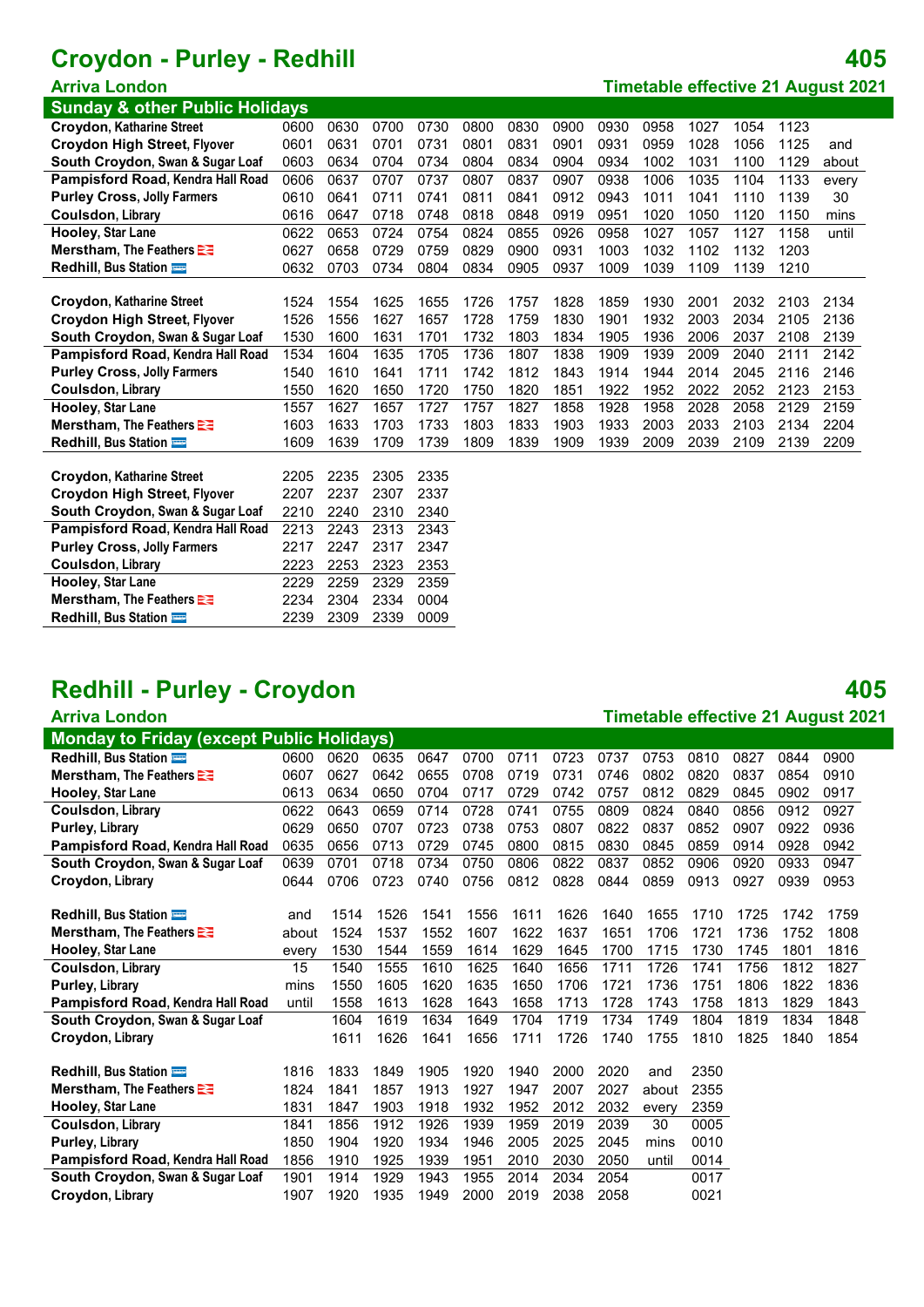# Croydon - Purley - Redhill

## 405

**Arriva London**

**Timetable effective 21 August 2021**

### Sunday & other Public Holidays

| Stop | | | | | | | | | | | | | |
|---|---|---|---|---|---|---|---|---|---|---|---|---|---|
| **Croydon**, Katharine Street | 0600 | 0630 | 0700 | 0730 | 0800 | 0830 | 0900 | 0930 | 0958 | 1027 | 1054 | 1123 | |
| **Croydon High Street**, Flyover | 0601 | 0631 | 0701 | 0731 | 0801 | 0831 | 0901 | 0931 | 0959 | 1028 | 1056 | 1125 | and |
| **South Croydon**, Swan & Sugar Loaf | 0603 | 0634 | 0704 | 0734 | 0804 | 0834 | 0904 | 0934 | 1002 | 1031 | 1100 | 1129 | about |
| **Pampisford Road**, Kendra Hall Road | 0606 | 0637 | 0707 | 0737 | 0807 | 0837 | 0907 | 0938 | 1006 | 1035 | 1104 | 1133 | every |
| **Purley Cross**, Jolly Farmers | 0610 | 0641 | 0711 | 0741 | 0811 | 0841 | 0912 | 0943 | 1011 | 1041 | 1110 | 1139 | 30 |
| **Coulsdon**, Library | 0616 | 0647 | 0718 | 0748 | 0818 | 0848 | 0919 | 0951 | 1020 | 1050 | 1120 | 1150 | mins |
| **Hooley**, Star Lane | 0622 | 0653 | 0724 | 0754 | 0824 | 0855 | 0926 | 0958 | 1027 | 1057 | 1127 | 1158 | until |
| **Merstham**, The Feathers | 0627 | 0658 | 0729 | 0759 | 0829 | 0900 | 0931 | 1003 | 1032 | 1102 | 1132 | 1203 | |
| **Redhill**, Bus Station | 0632 | 0703 | 0734 | 0804 | 0834 | 0905 | 0937 | 1009 | 1039 | 1109 | 1139 | 1210 | |

| Stop | | | | | | | | | | | | | |
|---|---|---|---|---|---|---|---|---|---|---|---|---|---|
| **Croydon**, Katharine Street | 1524 | 1554 | 1625 | 1655 | 1726 | 1757 | 1828 | 1859 | 1930 | 2001 | 2032 | 2103 | 2134 |
| **Croydon High Street**, Flyover | 1526 | 1556 | 1627 | 1657 | 1728 | 1759 | 1830 | 1901 | 1932 | 2003 | 2034 | 2105 | 2136 |
| **South Croydon**, Swan & Sugar Loaf | 1530 | 1600 | 1631 | 1701 | 1732 | 1803 | 1834 | 1905 | 1936 | 2006 | 2037 | 2108 | 2139 |
| **Pampisford Road**, Kendra Hall Road | 1534 | 1604 | 1635 | 1705 | 1736 | 1807 | 1838 | 1909 | 1939 | 2009 | 2040 | 2111 | 2142 |
| **Purley Cross**, Jolly Farmers | 1540 | 1610 | 1641 | 1711 | 1742 | 1812 | 1843 | 1914 | 1944 | 2014 | 2045 | 2116 | 2146 |
| **Coulsdon**, Library | 1550 | 1620 | 1650 | 1720 | 1750 | 1820 | 1851 | 1922 | 1952 | 2022 | 2052 | 2123 | 2153 |
| **Hooley**, Star Lane | 1557 | 1627 | 1657 | 1727 | 1757 | 1827 | 1858 | 1928 | 1958 | 2028 | 2058 | 2129 | 2159 |
| **Merstham**, The Feathers | 1603 | 1633 | 1703 | 1733 | 1803 | 1833 | 1903 | 1933 | 2003 | 2033 | 2103 | 2134 | 2204 |
| **Redhill**, Bus Station | 1609 | 1639 | 1709 | 1739 | 1809 | 1839 | 1909 | 1939 | 2009 | 2039 | 2109 | 2139 | 2209 |

| Stop | | | | |
|---|---|---|---|---|
| **Croydon**, Katharine Street | 2205 | 2235 | 2305 | 2335 |
| **Croydon High Street**, Flyover | 2207 | 2237 | 2307 | 2337 |
| **South Croydon**, Swan & Sugar Loaf | 2210 | 2240 | 2310 | 2340 |
| **Pampisford Road**, Kendra Hall Road | 2213 | 2243 | 2313 | 2343 |
| **Purley Cross**, Jolly Farmers | 2217 | 2247 | 2317 | 2347 |
| **Coulsdon**, Library | 2223 | 2253 | 2323 | 2353 |
| **Hooley**, Star Lane | 2229 | 2259 | 2329 | 2359 |
| **Merstham**, The Feathers | 2234 | 2304 | 2334 | 0004 |
| **Redhill**, Bus Station | 2239 | 2309 | 2339 | 0009 |

# Redhill - Purley - Croydon

## 405

**Arriva London**

**Timetable effective 21 August 2021**

### Monday to Friday (except Public Holidays)

| Stop | | | | | | | | | | | | | |
|---|---|---|---|---|---|---|---|---|---|---|---|---|---|
| **Redhill**, Bus Station | 0600 | 0620 | 0635 | 0647 | 0700 | 0711 | 0723 | 0737 | 0753 | 0810 | 0827 | 0844 | 0900 |
| **Merstham**, The Feathers | 0607 | 0627 | 0642 | 0655 | 0708 | 0719 | 0731 | 0746 | 0802 | 0820 | 0837 | 0854 | 0910 |
| **Hooley**, Star Lane | 0613 | 0634 | 0650 | 0704 | 0717 | 0729 | 0742 | 0757 | 0812 | 0829 | 0845 | 0902 | 0917 |
| **Coulsdon**, Library | 0622 | 0643 | 0659 | 0714 | 0728 | 0741 | 0755 | 0809 | 0824 | 0840 | 0856 | 0912 | 0927 |
| **Purley**, Library | 0629 | 0650 | 0707 | 0723 | 0738 | 0753 | 0807 | 0822 | 0837 | 0852 | 0907 | 0922 | 0936 |
| **Pampisford Road**, Kendra Hall Road | 0635 | 0656 | 0713 | 0729 | 0745 | 0800 | 0815 | 0830 | 0845 | 0859 | 0914 | 0928 | 0942 |
| **South Croydon**, Swan & Sugar Loaf | 0639 | 0701 | 0718 | 0734 | 0750 | 0806 | 0822 | 0837 | 0852 | 0906 | 0920 | 0933 | 0947 |
| **Croydon**, Library | 0644 | 0706 | 0723 | 0740 | 0756 | 0812 | 0828 | 0844 | 0859 | 0913 | 0927 | 0939 | 0953 |

| Stop | | | | | | | | | | | | | |
|---|---|---|---|---|---|---|---|---|---|---|---|---|---|
| **Redhill**, Bus Station | and | 1514 | 1526 | 1541 | 1556 | 1611 | 1626 | 1640 | 1655 | 1710 | 1725 | 1742 | 1759 |
| **Merstham**, The Feathers | about | 1524 | 1537 | 1552 | 1607 | 1622 | 1637 | 1651 | 1706 | 1721 | 1736 | 1752 | 1808 |
| **Hooley**, Star Lane | every | 1530 | 1544 | 1559 | 1614 | 1629 | 1645 | 1700 | 1715 | 1730 | 1745 | 1801 | 1816 |
| **Coulsdon**, Library | 15 | 1540 | 1555 | 1610 | 1625 | 1640 | 1656 | 1711 | 1726 | 1741 | 1756 | 1812 | 1827 |
| **Purley**, Library | mins | 1550 | 1605 | 1620 | 1635 | 1650 | 1706 | 1721 | 1736 | 1751 | 1806 | 1822 | 1836 |
| **Pampisford Road**, Kendra Hall Road | until | 1558 | 1613 | 1628 | 1643 | 1658 | 1713 | 1728 | 1743 | 1758 | 1813 | 1829 | 1843 |
| **South Croydon**, Swan & Sugar Loaf | | 1604 | 1619 | 1634 | 1649 | 1704 | 1719 | 1734 | 1749 | 1804 | 1819 | 1834 | 1848 |
| **Croydon**, Library | | 1611 | 1626 | 1641 | 1656 | 1711 | 1726 | 1740 | 1755 | 1810 | 1825 | 1840 | 1854 |

| Stop | | | | | | | | | | |
|---|---|---|---|---|---|---|---|---|---|---|
| **Redhill**, Bus Station | 1816 | 1833 | 1849 | 1905 | 1920 | 1940 | 2000 | 2020 | and | 2350 |
| **Merstham**, The Feathers | 1824 | 1841 | 1857 | 1913 | 1927 | 1947 | 2007 | 2027 | about | 2355 |
| **Hooley**, Star Lane | 1831 | 1847 | 1903 | 1918 | 1932 | 1952 | 2012 | 2032 | every | 2359 |
| **Coulsdon**, Library | 1841 | 1856 | 1912 | 1926 | 1939 | 1959 | 2019 | 2039 | 30 | 0005 |
| **Purley**, Library | 1850 | 1904 | 1920 | 1934 | 1946 | 2005 | 2025 | 2045 | mins | 0010 |
| **Pampisford Road**, Kendra Hall Road | 1856 | 1910 | 1925 | 1939 | 1951 | 2010 | 2030 | 2050 | until | 0014 |
| **South Croydon**, Swan & Sugar Loaf | 1901 | 1914 | 1929 | 1943 | 1955 | 2014 | 2034 | 2054 | | 0017 |
| **Croydon**, Library | 1907 | 1920 | 1935 | 1949 | 2000 | 2019 | 2038 | 2058 | | 0021 |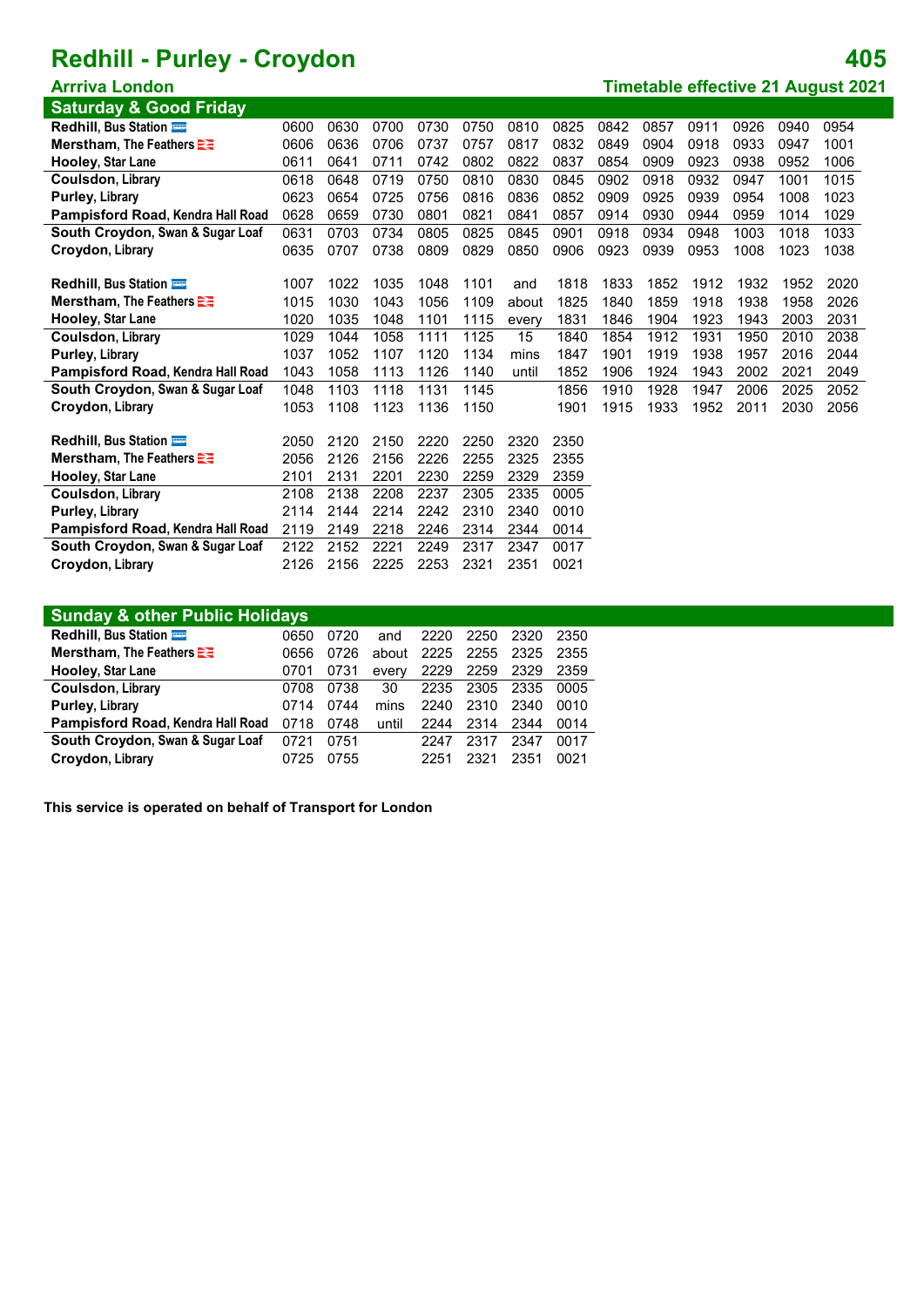# Redhill - Purley - Croydon

# 405

**Arrriva London**

**Timetable effective 21 August 2021**

## Saturday & Good Friday

| | | | | | | | | | | | | | |
|---|---|---|---|---|---|---|---|---|---|---|---|---|---|
| **Redhill**, Bus Station | 0600 | 0630 | 0700 | 0730 | 0750 | 0810 | 0825 | 0842 | 0857 | 0911 | 0926 | 0940 | 0954 |
| **Merstham**, The Feathers | 0606 | 0636 | 0706 | 0737 | 0757 | 0817 | 0832 | 0849 | 0904 | 0918 | 0933 | 0947 | 1001 |
| **Hooley**, Star Lane | 0611 | 0641 | 0711 | 0742 | 0802 | 0822 | 0837 | 0854 | 0909 | 0923 | 0938 | 0952 | 1006 |
| **Coulsdon**, Library | 0618 | 0648 | 0719 | 0750 | 0810 | 0830 | 0845 | 0902 | 0918 | 0932 | 0947 | 1001 | 1015 |
| **Purley**, Library | 0623 | 0654 | 0725 | 0756 | 0816 | 0836 | 0852 | 0909 | 0925 | 0939 | 0954 | 1008 | 1023 |
| **Pampisford Road**, Kendra Hall Road | 0628 | 0659 | 0730 | 0801 | 0821 | 0841 | 0857 | 0914 | 0930 | 0944 | 0959 | 1014 | 1029 |
| **South Croydon**, Swan & Sugar Loaf | 0631 | 0703 | 0734 | 0805 | 0825 | 0845 | 0901 | 0918 | 0934 | 0948 | 1003 | 1018 | 1033 |
| **Croydon**, Library | 0635 | 0707 | 0738 | 0809 | 0829 | 0850 | 0906 | 0923 | 0939 | 0953 | 1008 | 1023 | 1038 |

| | | | | | | | | | | | | | |
|---|---|---|---|---|---|---|---|---|---|---|---|---|---|
| **Redhill**, Bus Station | 1007 | 1022 | 1035 | 1048 | 1101 | and | 1818 | 1833 | 1852 | 1912 | 1932 | 1952 | 2020 |
| **Merstham**, The Feathers | 1015 | 1030 | 1043 | 1056 | 1109 | about | 1825 | 1840 | 1859 | 1918 | 1938 | 1958 | 2026 |
| **Hooley**, Star Lane | 1020 | 1035 | 1048 | 1101 | 1115 | every | 1831 | 1846 | 1904 | 1923 | 1943 | 2003 | 2031 |
| **Coulsdon**, Library | 1029 | 1044 | 1058 | 1111 | 1125 | 15 | 1840 | 1854 | 1912 | 1931 | 1950 | 2010 | 2038 |
| **Purley**, Library | 1037 | 1052 | 1107 | 1120 | 1134 | mins | 1847 | 1901 | 1919 | 1938 | 1957 | 2016 | 2044 |
| **Pampisford Road**, Kendra Hall Road | 1043 | 1058 | 1113 | 1126 | 1140 | until | 1852 | 1906 | 1924 | 1943 | 2002 | 2021 | 2049 |
| **South Croydon**, Swan & Sugar Loaf | 1048 | 1103 | 1118 | 1131 | 1145 | | 1856 | 1910 | 1928 | 1947 | 2006 | 2025 | 2052 |
| **Croydon**, Library | 1053 | 1108 | 1123 | 1136 | 1150 | | 1901 | 1915 | 1933 | 1952 | 2011 | 2030 | 2056 |

| | | | | | | | |
|---|---|---|---|---|---|---|---|
| **Redhill**, Bus Station | 2050 | 2120 | 2150 | 2220 | 2250 | 2320 | 2350 |
| **Merstham**, The Feathers | 2056 | 2126 | 2156 | 2226 | 2255 | 2325 | 2355 |
| **Hooley**, Star Lane | 2101 | 2131 | 2201 | 2230 | 2259 | 2329 | 2359 |
| **Coulsdon**, Library | 2108 | 2138 | 2208 | 2237 | 2305 | 2335 | 0005 |
| **Purley**, Library | 2114 | 2144 | 2214 | 2242 | 2310 | 2340 | 0010 |
| **Pampisford Road**, Kendra Hall Road | 2119 | 2149 | 2218 | 2246 | 2314 | 2344 | 0014 |
| **South Croydon**, Swan & Sugar Loaf | 2122 | 2152 | 2221 | 2249 | 2317 | 2347 | 0017 |
| **Croydon**, Library | 2126 | 2156 | 2225 | 2253 | 2321 | 2351 | 0021 |

## Sunday & other Public Holidays

| | | | | | | | |
|---|---|---|---|---|---|---|---|
| **Redhill**, Bus Station | 0650 | 0720 | and | 2220 | 2250 | 2320 | 2350 |
| **Merstham**, The Feathers | 0656 | 0726 | about | 2225 | 2255 | 2325 | 2355 |
| **Hooley**, Star Lane | 0701 | 0731 | every | 2229 | 2259 | 2329 | 2359 |
| **Coulsdon**, Library | 0708 | 0738 | 30 | 2235 | 2305 | 2335 | 0005 |
| **Purley**, Library | 0714 | 0744 | mins | 2240 | 2310 | 2340 | 0010 |
| **Pampisford Road**, Kendra Hall Road | 0718 | 0748 | until | 2244 | 2314 | 2344 | 0014 |
| **South Croydon**, Swan & Sugar Loaf | 0721 | 0751 | | 2247 | 2317 | 2347 | 0017 |
| **Croydon**, Library | 0725 | 0755 | | 2251 | 2321 | 2351 | 0021 |

**This service is operated on behalf of Transport for London**